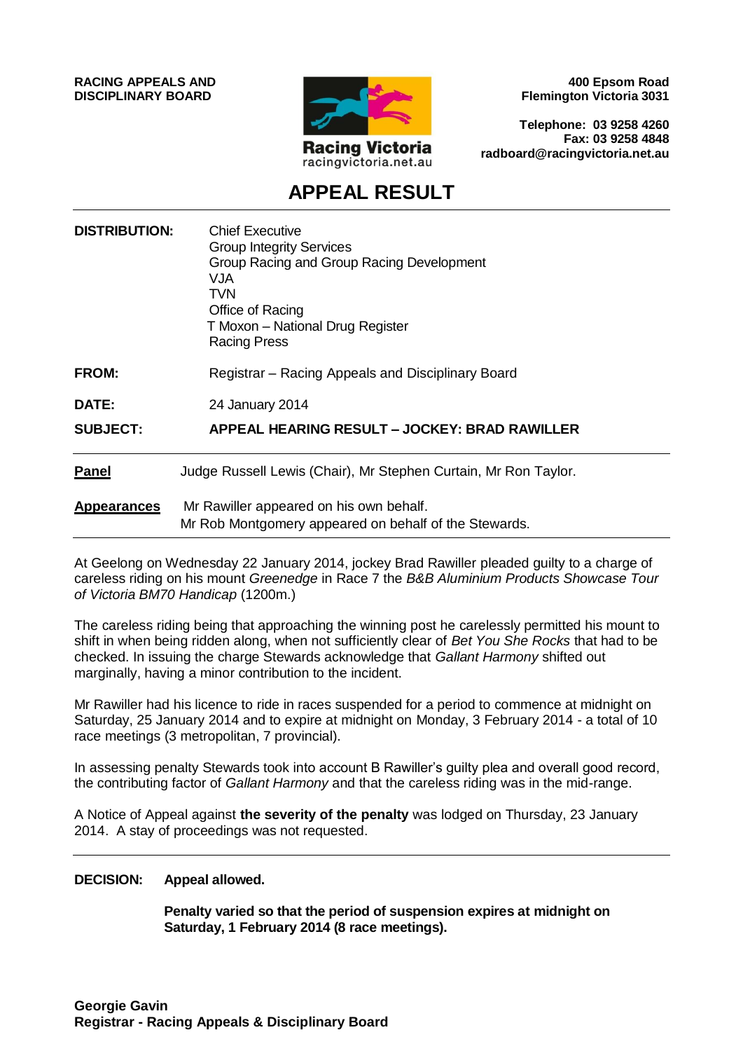**RACING APPEALS AND DISCIPLINARY BOARD**

Racing Victoria
racingvictoria.net.au

**400 Epsom Road**
**Flemington Victoria 3031**

**Telephone: 03 9258 4260**
**Fax: 03 9258 4848**
**radboard@racingvictoria.net.au**

# APPEAL RESULT

**DISTRIBUTION:** Chief Executive
Group Integrity Services
Group Racing and Group Racing Development
VJA
TVN
Office of Racing
T Moxon – National Drug Register
Racing Press

**FROM:** Registrar – Racing Appeals and Disciplinary Board

**DATE:** 24 January 2014

**SUBJECT:** **APPEAL HEARING RESULT – JOCKEY: BRAD RAWILLER**

---

**Panel** Judge Russell Lewis (Chair), Mr Stephen Curtain, Mr Ron Taylor.

**Appearances** Mr Rawiller appeared on his own behalf.
Mr Rob Montgomery appeared on behalf of the Stewards.

---

At Geelong on Wednesday 22 January 2014, jockey Brad Rawiller pleaded guilty to a charge of careless riding on his mount *Greenedge* in Race 7 the *B&B Aluminium Products Showcase Tour of Victoria BM70 Handicap* (1200m.)

The careless riding being that approaching the winning post he carelessly permitted his mount to shift in when being ridden along, when not sufficiently clear of *Bet You She Rocks* that had to be checked. In issuing the charge Stewards acknowledge that *Gallant Harmony* shifted out marginally, having a minor contribution to the incident.

Mr Rawiller had his licence to ride in races suspended for a period to commence at midnight on Saturday, 25 January 2014 and to expire at midnight on Monday, 3 February 2014 - a total of 10 race meetings (3 metropolitan, 7 provincial).

In assessing penalty Stewards took into account B Rawiller's guilty plea and overall good record, the contributing factor of *Gallant Harmony* and that the careless riding was in the mid-range.

A Notice of Appeal against **the severity of the penalty** was lodged on Thursday, 23 January 2014. A stay of proceedings was not requested.

---

**DECISION:** **Appeal allowed.**

**Penalty varied so that the period of suspension expires at midnight on Saturday, 1 February 2014 (8 race meetings).**

**Georgie Gavin**
**Registrar - Racing Appeals & Disciplinary Board**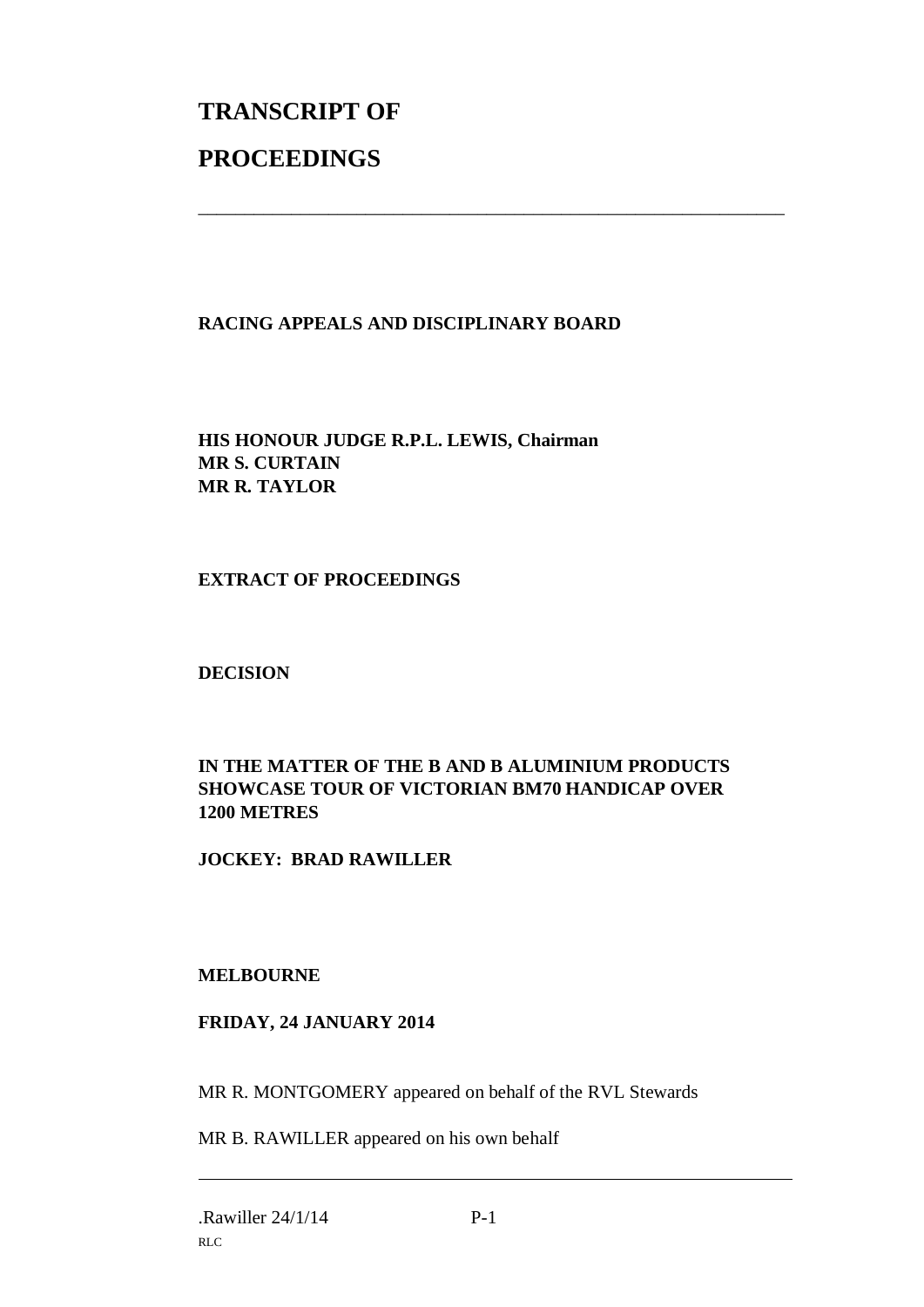# TRANSCRIPT OF

# PROCEEDINGS

---

**RACING APPEALS AND DISCIPLINARY BOARD**

**HIS HONOUR JUDGE R.P.L. LEWIS, Chairman**
**MR S. CURTAIN**
**MR R. TAYLOR**

**EXTRACT OF PROCEEDINGS**

**DECISION**

**IN THE MATTER OF THE B AND B ALUMINIUM PRODUCTS SHOWCASE TOUR OF VICTORIAN BM70 HANDICAP OVER 1200 METRES**

**JOCKEY: BRAD RAWILLER**

**MELBOURNE**

**FRIDAY, 24 JANUARY 2014**

MR R. MONTGOMERY appeared on behalf of the RVL Stewards

MR B. RAWILLER appeared on his own behalf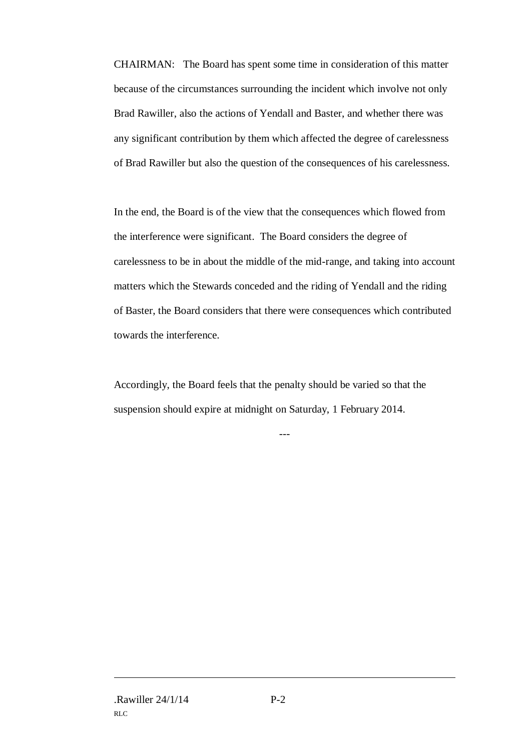CHAIRMAN: The Board has spent some time in consideration of this matter because of the circumstances surrounding the incident which involve not only Brad Rawiller, also the actions of Yendall and Baster, and whether there was any significant contribution by them which affected the degree of carelessness of Brad Rawiller but also the question of the consequences of his carelessness.

In the end, the Board is of the view that the consequences which flowed from the interference were significant. The Board considers the degree of carelessness to be in about the middle of the mid-range, and taking into account matters which the Stewards conceded and the riding of Yendall and the riding of Baster, the Board considers that there were consequences which contributed towards the interference.

Accordingly, the Board feels that the penalty should be varied so that the suspension should expire at midnight on Saturday, 1 February 2014.

---